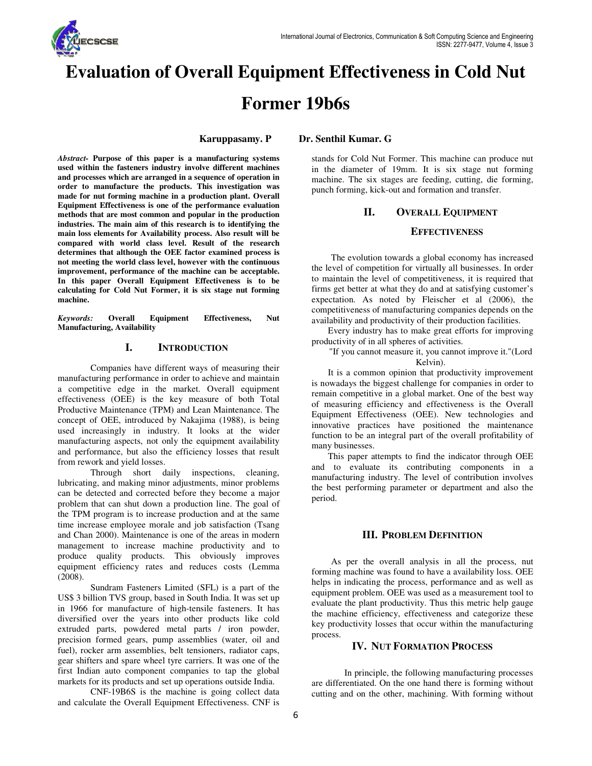# Evaluation of Overall Equipment Effectiveness in Cold Nut Former 19b6s

**Karuppasamy. P Dr. Senthil Kumar. G**

***Abstract*- Purpose of this paper is a manufacturing systems used within the fasteners industry involve different machines and processes which are arranged in a sequence of operation in order to manufacture the products. This investigation was made for nut forming machine in a production plant. Overall Equipment Effectiveness is one of the performance evaluation methods that are most common and popular in the production industries. The main aim of this research is to identifying the main loss elements for Availability process. Also result will be compared with world class level. Result of the research determines that although the OEE factor examined process is not meeting the world class level, however with the continuous improvement, performance of the machine can be acceptable. In this paper Overall Equipment Effectiveness is to be calculating for Cold Nut Former, it is six stage nut forming machine.**

***Keywords:*** **Overall Equipment Effectiveness, Nut Manufacturing, Availability**

## I. Introduction

Companies have different ways of measuring their manufacturing performance in order to achieve and maintain a competitive edge in the market. Overall equipment effectiveness (OEE) is the key measure of both Total Productive Maintenance (TPM) and Lean Maintenance. The concept of OEE, introduced by Nakajima (1988), is being used increasingly in industry. It looks at the wider manufacturing aspects, not only the equipment availability and performance, but also the efficiency losses that result from rework and yield losses.

Through short daily inspections, cleaning, lubricating, and making minor adjustments, minor problems can be detected and corrected before they become a major problem that can shut down a production line. The goal of the TPM program is to increase production and at the same time increase employee morale and job satisfaction (Tsang and Chan 2000). Maintenance is one of the areas in modern management to increase machine productivity and to produce quality products. This obviously improves equipment efficiency rates and reduces costs (Lemma (2008).

Sundram Fasteners Limited (SFL) is a part of the US$ 3 billion TVS group, based in South India. It was set up in 1966 for manufacture of high-tensile fasteners. It has diversified over the years into other products like cold extruded parts, powdered metal parts / iron powder, precision formed gears, pump assemblies (water, oil and fuel), rocker arm assemblies, belt tensioners, radiator caps, gear shifters and spare wheel tyre carriers. It was one of the first Indian auto component companies to tap the global markets for its products and set up operations outside India.

CNF-19B6S is the machine is going collect data and calculate the Overall Equipment Effectiveness. CNF is stands for Cold Nut Former. This machine can produce nut in the diameter of 19mm. It is six stage nut forming machine. The six stages are feeding, cutting, die forming, punch forming, kick-out and formation and transfer.

## II. Overall Equipment Effectiveness

The evolution towards a global economy has increased the level of competition for virtually all businesses. In order to maintain the level of competitiveness, it is required that firms get better at what they do and at satisfying customer's expectation. As noted by Fleischer et al (2006), the competitiveness of manufacturing companies depends on the availability and productivity of their production facilities.

Every industry has to make great efforts for improving productivity of in all spheres of activities.

"If you cannot measure it, you cannot improve it."(Lord Kelvin).

It is a common opinion that productivity improvement is nowadays the biggest challenge for companies in order to remain competitive in a global market. One of the best way of measuring efficiency and effectiveness is the Overall Equipment Effectiveness (OEE). New technologies and innovative practices have positioned the maintenance function to be an integral part of the overall profitability of many businesses.

This paper attempts to find the indicator through OEE and to evaluate its contributing components in a manufacturing industry. The level of contribution involves the best performing parameter or department and also the period.

## III. Problem Definition

As per the overall analysis in all the process, nut forming machine was found to have a availability loss. OEE helps in indicating the process, performance and as well as equipment problem. OEE was used as a measurement tool to evaluate the plant productivity. Thus this metric help gauge the machine efficiency, effectiveness and categorize these key productivity losses that occur within the manufacturing process.

## IV. Nut Formation Process

In principle, the following manufacturing processes are differentiated. On the one hand there is forming without cutting and on the other, machining. With forming without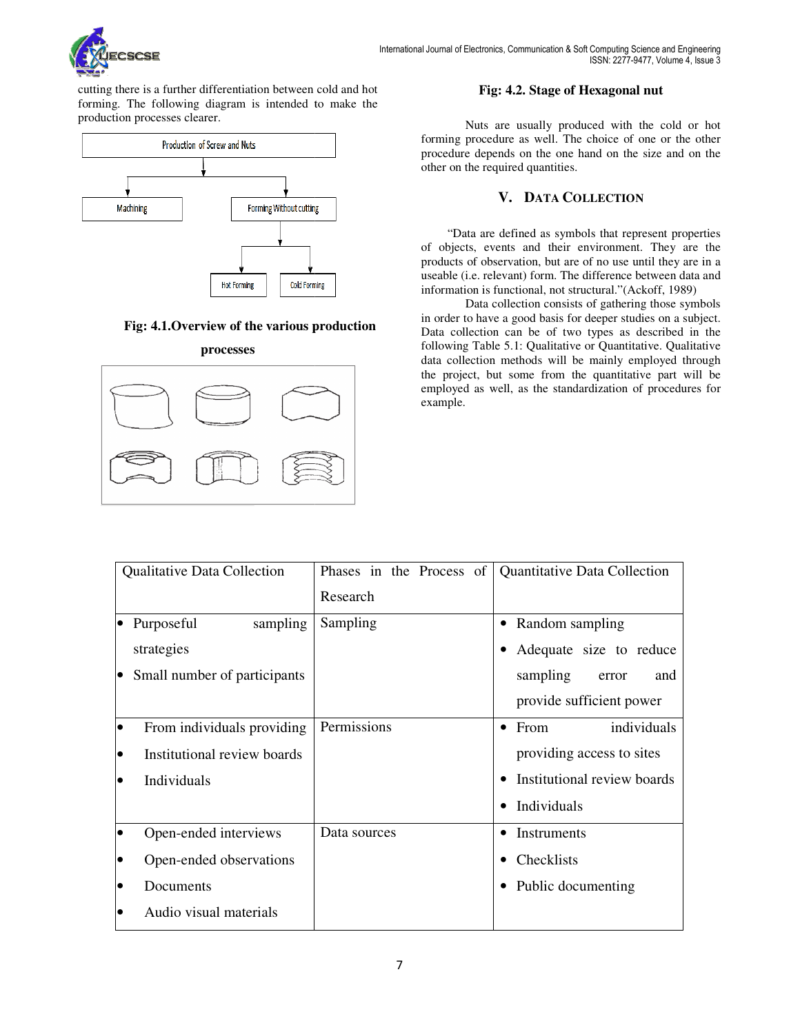cutting there is a further differentiation between cold and hot forming. The following diagram is intended to make the production processes clearer.

Fig: 4.1.Overview of the various production processes

Fig: 4.2. Stage of Hexagonal nut

Nuts are usually produced with the cold or hot forming procedure as well. The choice of one or the other procedure depends on the one hand on the size and on the other on the required quantities.

## V. DATA COLLECTION

"Data are defined as symbols that represent properties of objects, events and their environment. They are the products of observation, but are of no use until they are in a useable (i.e. relevant) form. The difference between data and information is functional, not structural."(Ackoff, 1989)

Data collection consists of gathering those symbols in order to have a good basis for deeper studies on a subject. Data collection can be of two types as described in the following Table 5.1: Qualitative or Quantitative. Qualitative data collection methods will be mainly employed through the project, but some from the quantitative part will be employed as well, as the standardization of procedures for example.

| Qualitative Data Collection | Phases in the Process of Research | Quantitative Data Collection |
|---|---|---|
| • Purposeful sampling strategies<br>• Small number of participants | Sampling | • Random sampling<br>• Adequate size to reduce sampling error and provide sufficient power |
| • From individuals providing<br>• Institutional review boards<br>• Individuals | Permissions | • From individuals providing access to sites<br>• Institutional review boards<br>• Individuals |
| • Open-ended interviews<br>• Open-ended observations<br>• Documents<br>• Audio visual materials | Data sources | • Instruments<br>• Checklists<br>• Public documenting |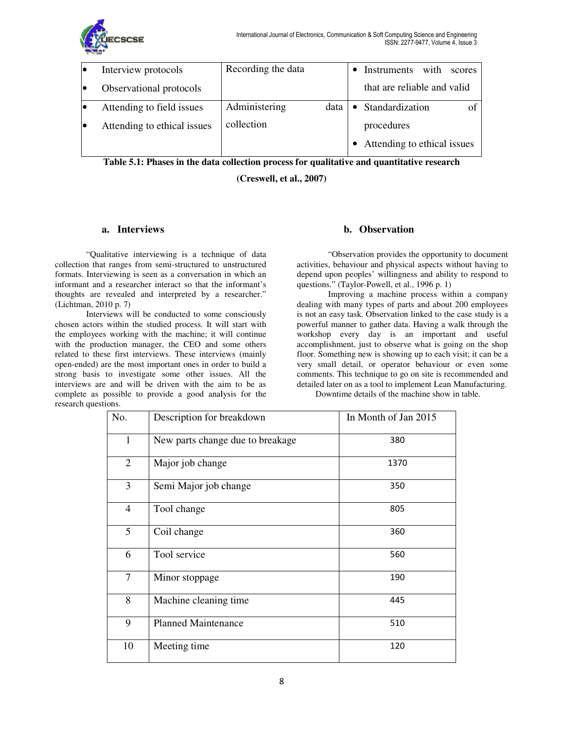| | | |
|---|---|---|
| • Interview protocols<br>• Observational protocols | Recording the data | • Instruments with scores that are reliable and valid |
| • Attending to field issues<br>• Attending to ethical issues | Administering data collection | • Standardization of procedures<br>• Attending to ethical issues |

**Table 5.1: Phases in the data collection process for qualitative and quantitative research (Creswell, et al., 2007)**

### a. Interviews

"Qualitative interviewing is a technique of data collection that ranges from semi-structured to unstructured formats. Interviewing is seen as a conversation in which an informant and a researcher interact so that the informant's thoughts are revealed and interpreted by a researcher." (Lichtman, 2010 p. 7)

Interviews will be conducted to some consciously chosen actors within the studied process. It will start with the employees working with the machine; it will continue with the production manager, the CEO and some others related to these first interviews. These interviews (mainly open-ended) are the most important ones in order to build a strong basis to investigate some other issues. All the interviews are and will be driven with the aim to be as complete as possible to provide a good analysis for the research questions.

### b. Observation

"Observation provides the opportunity to document activities, behaviour and physical aspects without having to depend upon peoples' willingness and ability to respond to questions." (Taylor-Powell, et al., 1996 p. 1)

Improving a machine process within a company dealing with many types of parts and about 200 employees is not an easy task. Observation linked to the case study is a powerful manner to gather data. Having a walk through the workshop every day is an important and useful accomplishment, just to observe what is going on the shop floor. Something new is showing up to each visit; it can be a very small detail, or operator behaviour or even some comments. This technique to go on site is recommended and detailed later on as a tool to implement Lean Manufacturing.

Downtime details of the machine show in table.

| No. | Description for breakdown | In Month of Jan 2015 |
|---|---|---|
| 1 | New parts change due to breakage | 380 |
| 2 | Major job change | 1370 |
| 3 | Semi Major job change | 350 |
| 4 | Tool change | 805 |
| 5 | Coil change | 360 |
| 6 | Tool service | 560 |
| 7 | Minor stoppage | 190 |
| 8 | Machine cleaning time | 445 |
| 9 | Planned Maintenance | 510 |
| 10 | Meeting time | 120 |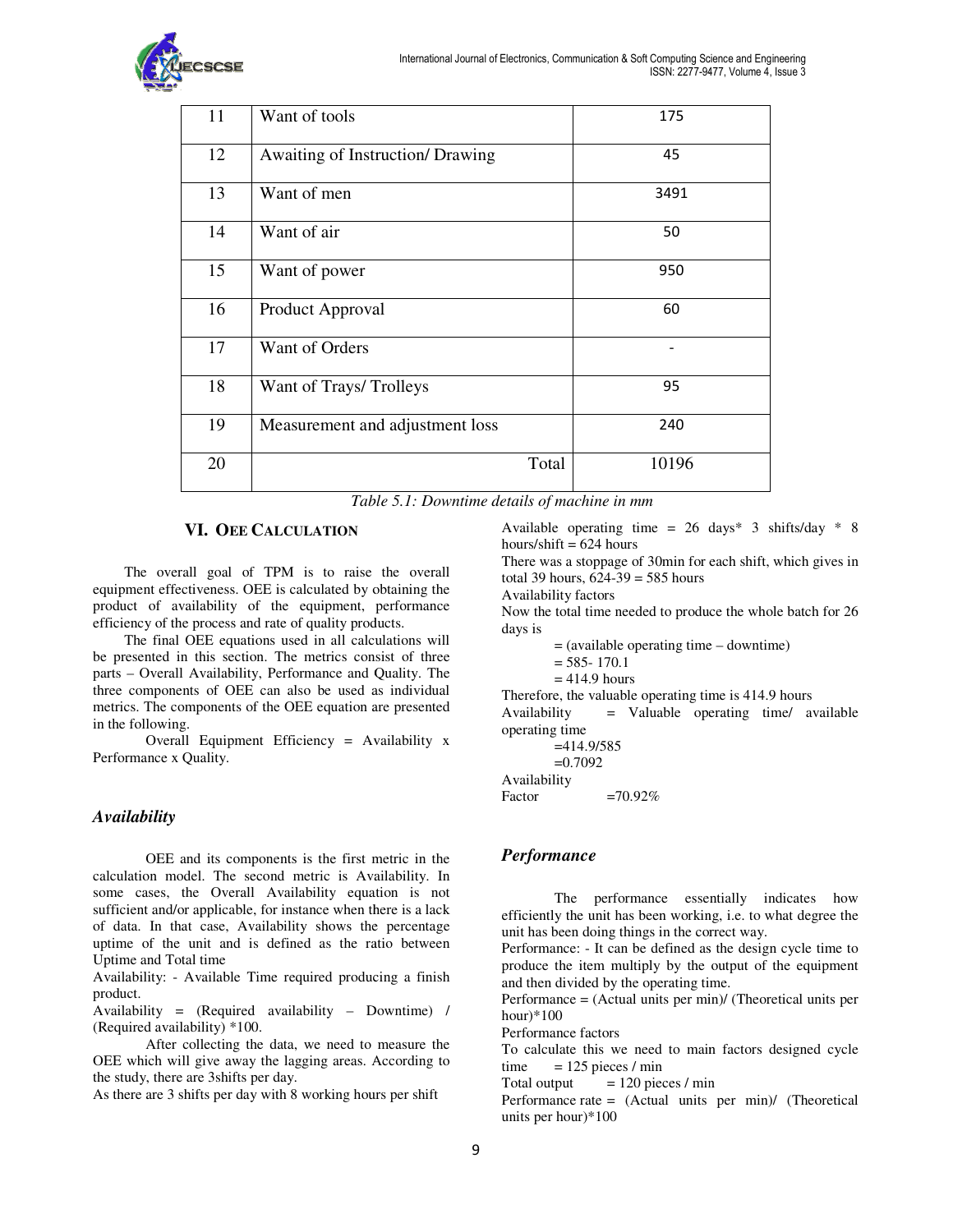| 11 | Want of tools | 175 |
|---|---|---|
| 12 | Awaiting of Instruction/ Drawing | 45 |
| 13 | Want of men | 3491 |
| 14 | Want of air | 50 |
| 15 | Want of power | 950 |
| 16 | Product Approval | 60 |
| 17 | Want of Orders | - |
| 18 | Want of Trays/ Trolleys | 95 |
| 19 | Measurement and adjustment loss | 240 |
| 20 | Total | 10196 |

*Table 5.1: Downtime details of machine in mm*

## VI. OEE CALCULATION

The overall goal of TPM is to raise the overall equipment effectiveness. OEE is calculated by obtaining the product of availability of the equipment, performance efficiency of the process and rate of quality products.

The final OEE equations used in all calculations will be presented in this section. The metrics consist of three parts – Overall Availability, Performance and Quality. The three components of OEE can also be used as individual metrics. The components of the OEE equation are presented in the following.

Overall Equipment Efficiency = Availability x Performance x Quality.

### *Availability*

OEE and its components is the first metric in the calculation model. The second metric is Availability. In some cases, the Overall Availability equation is not sufficient and/or applicable, for instance when there is a lack of data. In that case, Availability shows the percentage uptime of the unit and is defined as the ratio between Uptime and Total time

Availability: - Available Time required producing a finish product.

Availability = (Required availability – Downtime) / (Required availability) *100.

After collecting the data, we need to measure the OEE which will give away the lagging areas. According to the study, there are 3shifts per day.

As there are 3 shifts per day with 8 working hours per shift

Available operating time = 26 days* 3 shifts/day * 8 hours/shift = 624 hours

There was a stoppage of 30min for each shift, which gives in total 39 hours, 624-39 = 585 hours

Availability factors

Now the total time needed to produce the whole batch for 26 days is

= (available operating time – downtime)

= 585- 170.1

= 414.9 hours

Therefore, the valuable operating time is 414.9 hours

Availability = Valuable operating time/ available operating time

=414.9/585

=0.7092

Availability Factor =70.92%

### *Performance*

The performance essentially indicates how efficiently the unit has been working, i.e. to what degree the unit has been doing things in the correct way.

Performance: - It can be defined as the design cycle time to produce the item multiply by the output of the equipment and then divided by the operating time.

Performance = (Actual units per min)/ (Theoretical units per hour)*100

Performance factors

To calculate this we need to main factors designed cycle time = 125 pieces / min

Total output = 120 pieces / min

Performance rate = (Actual units per min)/ (Theoretical units per hour)*100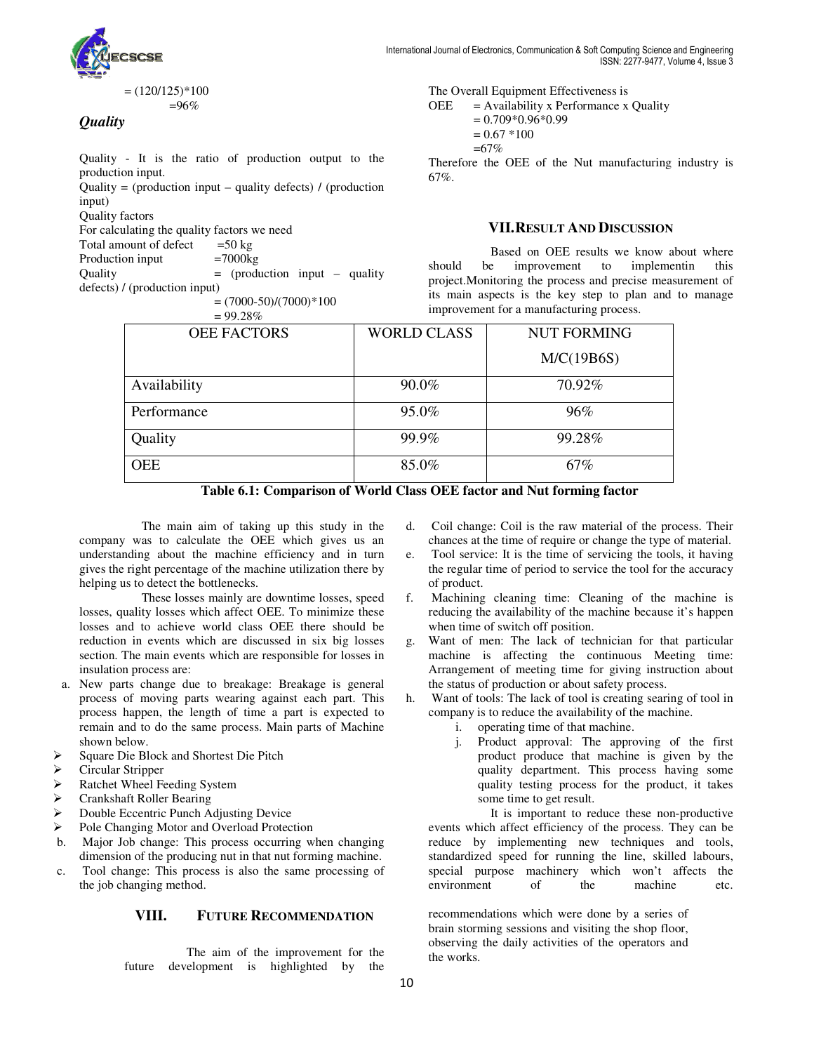$= (120/125)*100$

$=96\%$

### *Quality*

Quality - It is the ratio of production output to the production input.

Quality = (production input – quality defects) / (production input)

Quality factors

For calculating the quality factors we need

Total amount of defect =50 kg

Production input =7000kg

Quality = (production input – quality defects) / (production input)

$= (7000-50)/(7000)*100$

$= 99.28\%$

The Overall Equipment Effectiveness is

OEE = Availability x Performance x Quality

$= 0.709*0.96*0.99$

$= 0.67 *100$

$=67\%$

Therefore the OEE of the Nut manufacturing industry is 67%.

## VII. RESULT AND DISCUSSION

Based on OEE results we know about where should be improvement to implementin this project.Monitoring the process and precise measurement of its main aspects is the key step to plan and to manage improvement for a manufacturing process.

| OEE FACTORS | WORLD CLASS | NUT FORMING M/C(19B6S) |
|---|---|---|
| Availability | 90.0% | 70.92% |
| Performance | 95.0% | 96% |
| Quality | 99.9% | 99.28% |
| OEE | 85.0% | 67% |

**Table 6.1: Comparison of World Class OEE factor and Nut forming factor**

The main aim of taking up this study in the company was to calculate the OEE which gives us an understanding about the machine efficiency and in turn gives the right percentage of the machine utilization there by helping us to detect the bottlenecks.

These losses mainly are downtime losses, speed losses, quality losses which affect OEE. To minimize these losses and to achieve world class OEE there should be reduction in events which are discussed in six big losses section. The main events which are responsible for losses in insulation process are:

a. New parts change due to breakage: Breakage is general process of moving parts wearing against each part. This process happen, the length of time a part is expected to remain and to do the same process. Main parts of Machine shown below.
   - Square Die Block and Shortest Die Pitch
   - Circular Stripper
   - Ratchet Wheel Feeding System
   - Crankshaft Roller Bearing
   - Double Eccentric Punch Adjusting Device
   - Pole Changing Motor and Overload Protection

b. Major Job change: This process occurring when changing dimension of the producing nut in that nut forming machine.

c. Tool change: This process is also the same processing of the job changing method.

d. Coil change: Coil is the raw material of the process. Their chances at the time of require or change the type of material.

e. Tool service: It is the time of servicing the tools, it having the regular time of period to service the tool for the accuracy of product.

f. Machining cleaning time: Cleaning of the machine is reducing the availability of the machine because it's happen when time of switch off position.

g. Want of men: The lack of technician for that particular machine is affecting the continuous Meeting time: Arrangement of meeting time for giving instruction about the status of production or about safety process.

h. Want of tools: The lack of tool is creating searing of tool in company is to reduce the availability of the machine.

   i. operating time of that machine.

   j. Product approval: The approving of the first product produce that machine is given by the quality department. This process having some quality testing process for the product, it takes some time to get result.

It is important to reduce these non-productive events which affect efficiency of the process. They can be reduce by implementing new techniques and tools, standardized speed for running the line, skilled labours, special purpose machinery which won't affects the environment of the machine etc.

## VIII. FUTURE RECOMMENDATION

The aim of the improvement for the future development is highlighted by the recommendations which were done by a series of brain storming sessions and visiting the shop floor, observing the daily activities of the operators and the works.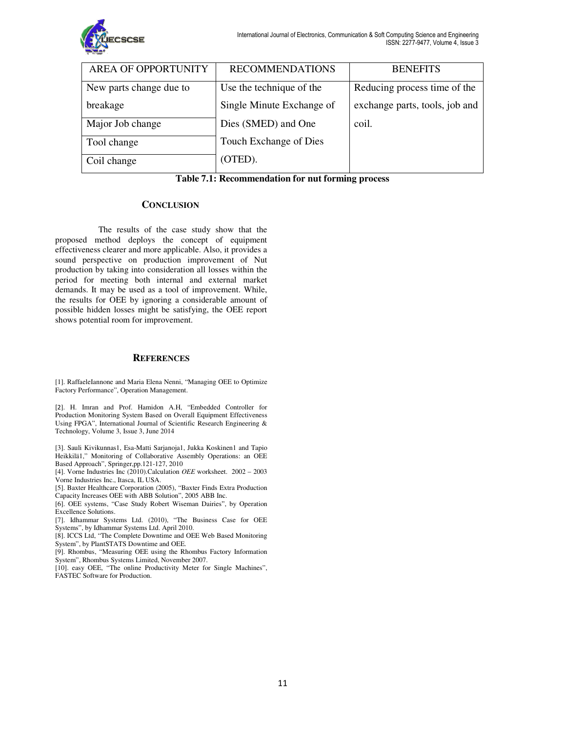| AREA OF OPPORTUNITY | RECOMMENDATIONS | BENEFITS |
|---|---|---|
| New parts change due to breakage | Use the technique of the Single Minute Exchange of Dies (SMED) and One Touch Exchange of Dies (OTED). | Reducing process time of the exchange parts, tools, job and coil. |
| Major Job change | | |
| Tool change | | |
| Coil change | | |

**Table 7.1: Recommendation for nut forming process**

## CONCLUSION

The results of the case study show that the proposed method deploys the concept of equipment effectiveness clearer and more applicable. Also, it provides a sound perspective on production improvement of Nut production by taking into consideration all losses within the period for meeting both internal and external market demands. It may be used as a tool of improvement. While, the results for OEE by ignoring a considerable amount of possible hidden losses might be satisfying, the OEE report shows potential room for improvement.

## REFERENCES

[1]. RaffaeleIannone and Maria Elena Nenni, "Managing OEE to Optimize Factory Performance", Operation Management.

[2]. H. Imran and Prof. Hamidon A.H, "Embedded Controller for Production Monitoring System Based on Overall Equipment Effectiveness Using FPGA", International Journal of Scientific Research Engineering & Technology, Volume 3, Issue 3, June 2014

[3]. Sauli Kivikunnas1, Esa-Matti Sarjanoja1, Jukka Koskinen1 and Tapio Heikkilä1," Monitoring of Collaborative Assembly Operations: an OEE Based Approach", Springer,pp.121-127, 2010

[4]. Vorne Industries Inc (2010).Calculation *OEE* worksheet. 2002 – 2003 Vorne Industries Inc., Itasca, IL USA.

[5]. Baxter Healthcare Corporation (2005), "Baxter Finds Extra Production Capacity Increases OEE with ABB Solution", 2005 ABB Inc.

[6]. OEE systems, "Case Study Robert Wiseman Dairies", by Operation Excellence Solutions.

[7]. Idhammar Systems Ltd. (2010), "The Business Case for OEE Systems", by Idhammar Systems Ltd. April 2010.

[8]. ICCS Ltd, "The Complete Downtime and OEE Web Based Monitoring System", by PlantSTATS Downtime and OEE.

[9]. Rhombus, "Measuring OEE using the Rhombus Factory Information System", Rhombus Systems Limited, November 2007.

[10]. easy OEE, "The online Productivity Meter for Single Machines", FASTEC Software for Production.